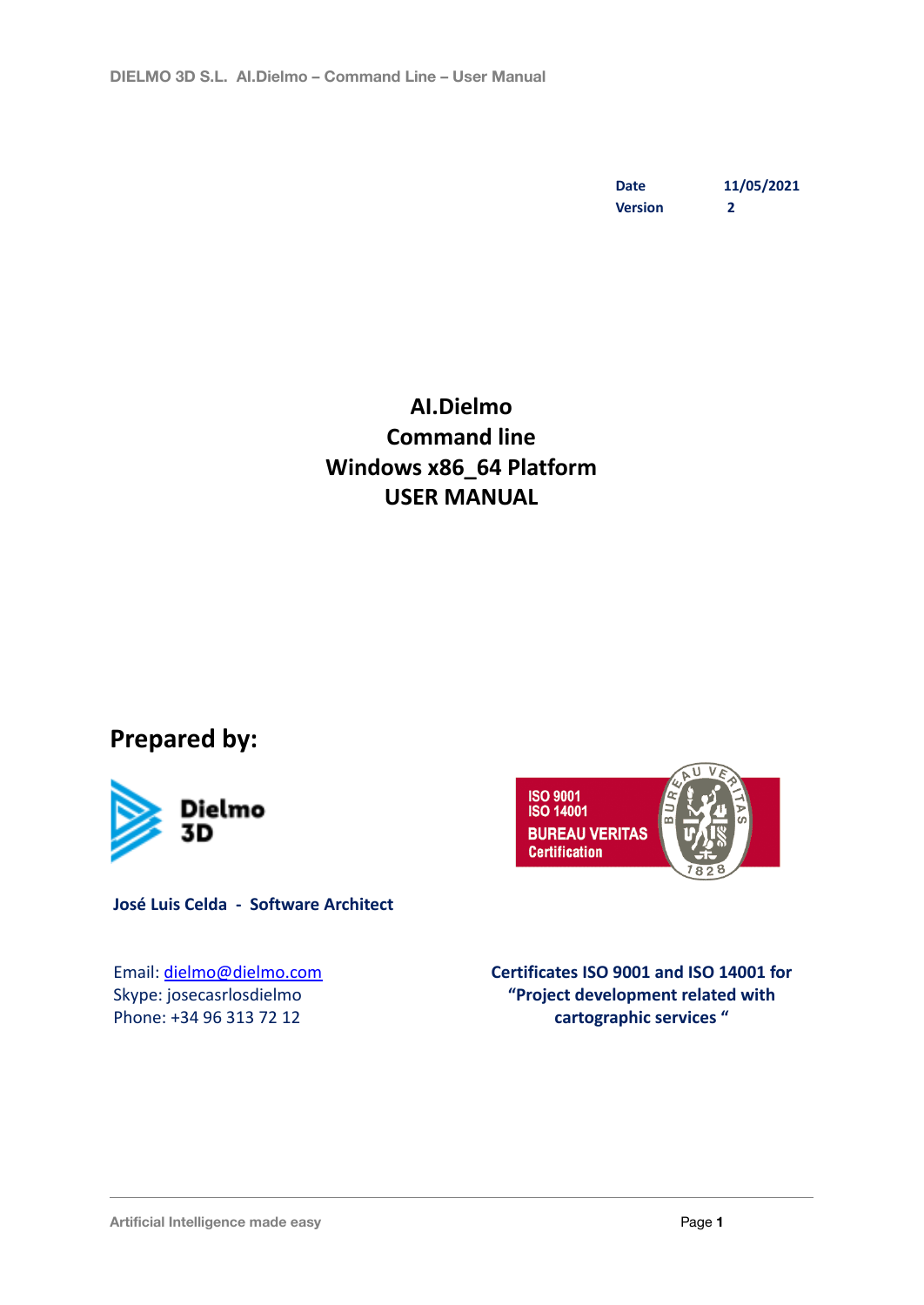| Date | 11/05/2021 |
| --- | --- |
| Version | 2 |

# AI.Dielmo
# Command line
# Windows x86_64 Platform
# USER MANUAL

## Prepared by:

Dielmo 3D

ISO 9001
ISO 14001
BUREAU VERITAS
Certification

**José Luis Celda - Software Architect**

Email: dielmo@dielmo.com
Skype: josecasrlosdielmo
Phone: +34 96 313 72 12

**Certificates ISO 9001 and ISO 14001 for "Project development related with cartographic services "**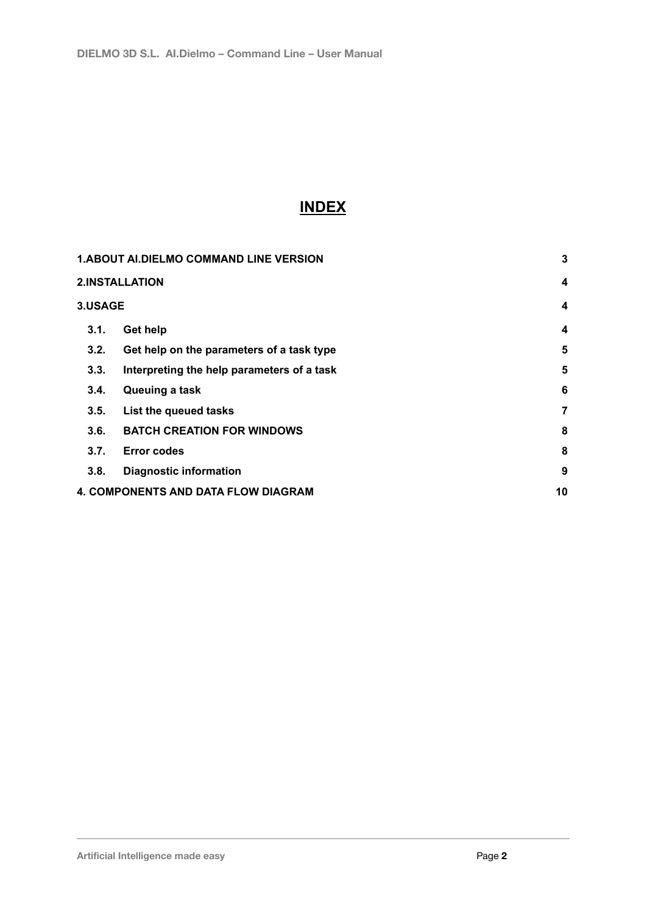# INDEX

| | | |
|---|---|---|
| **1.ABOUT AI.DIELMO COMMAND LINE VERSION** | | **3** |
| **2.INSTALLATION** | | **4** |
| **3.USAGE** | | **4** |
| **3.1.** | **Get help** | **4** |
| **3.2.** | **Get help on the parameters of a task type** | **5** |
| **3.3.** | **Interpreting the help parameters of a task** | **5** |
| **3.4.** | **Queuing a task** | **6** |
| **3.5.** | **List the queued tasks** | **7** |
| **3.6.** | **BATCH CREATION FOR WINDOWS** | **8** |
| **3.7.** | **Error codes** | **8** |
| **3.8.** | **Diagnostic information** | **9** |
| **4. COMPONENTS AND DATA FLOW DIAGRAM** | | **10** |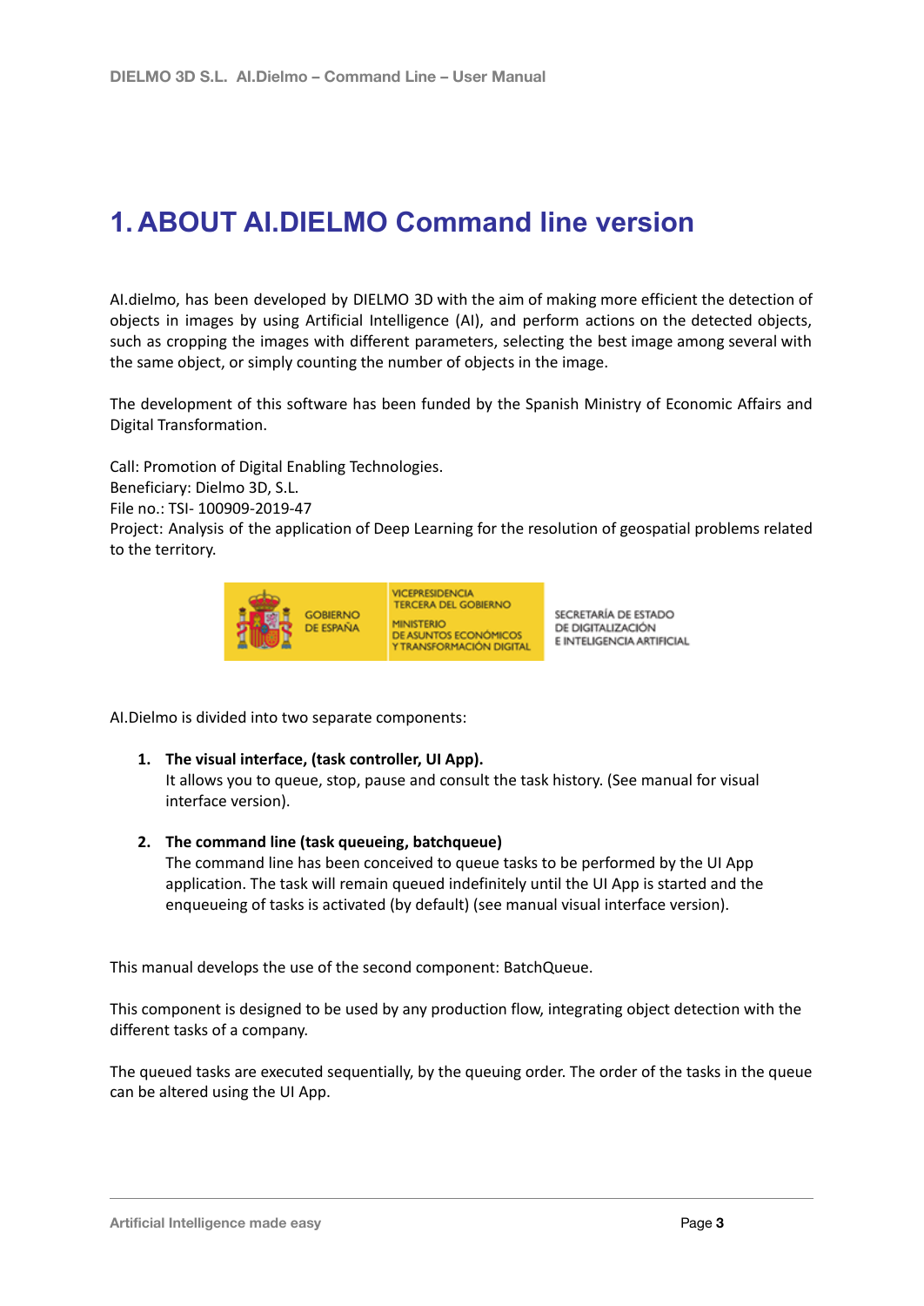# 1. ABOUT AI.DIELMO Command line version

AI.dielmo, has been developed by DIELMO 3D with the aim of making more efficient the detection of objects in images by using Artificial Intelligence (AI), and perform actions on the detected objects, such as cropping the images with different parameters, selecting the best image among several with the same object, or simply counting the number of objects in the image.

The development of this software has been funded by the Spanish Ministry of Economic Affairs and Digital Transformation.

Call: Promotion of Digital Enabling Technologies.
Beneficiary: Dielmo 3D, S.L.
File no.: TSI- 100909-2019-47
Project: Analysis of the application of Deep Learning for the resolution of geospatial problems related to the territory.

GOBIERNO DE ESPAÑA | VICEPRESIDENCIA TERCERA DEL GOBIERNO MINISTERIO DE ASUNTOS ECONÓMICOS Y TRANSFORMACIÓN DIGITAL | SECRETARÍA DE ESTADO DE DIGITALIZACIÓN E INTELIGENCIA ARTIFICIAL

AI.Dielmo is divided into two separate components:

1. **The visual interface, (task controller, UI App).**
   It allows you to queue, stop, pause and consult the task history. (See manual for visual interface version).

2. **The command line (task queueing, batchqueue)**
   The command line has been conceived to queue tasks to be performed by the UI App application. The task will remain queued indefinitely until the UI App is started and the enqueueing of tasks is activated (by default) (see manual visual interface version).

This manual develops the use of the second component: BatchQueue.

This component is designed to be used by any production flow, integrating object detection with the different tasks of a company.

The queued tasks are executed sequentially, by the queuing order. The order of the tasks in the queue can be altered using the UI App.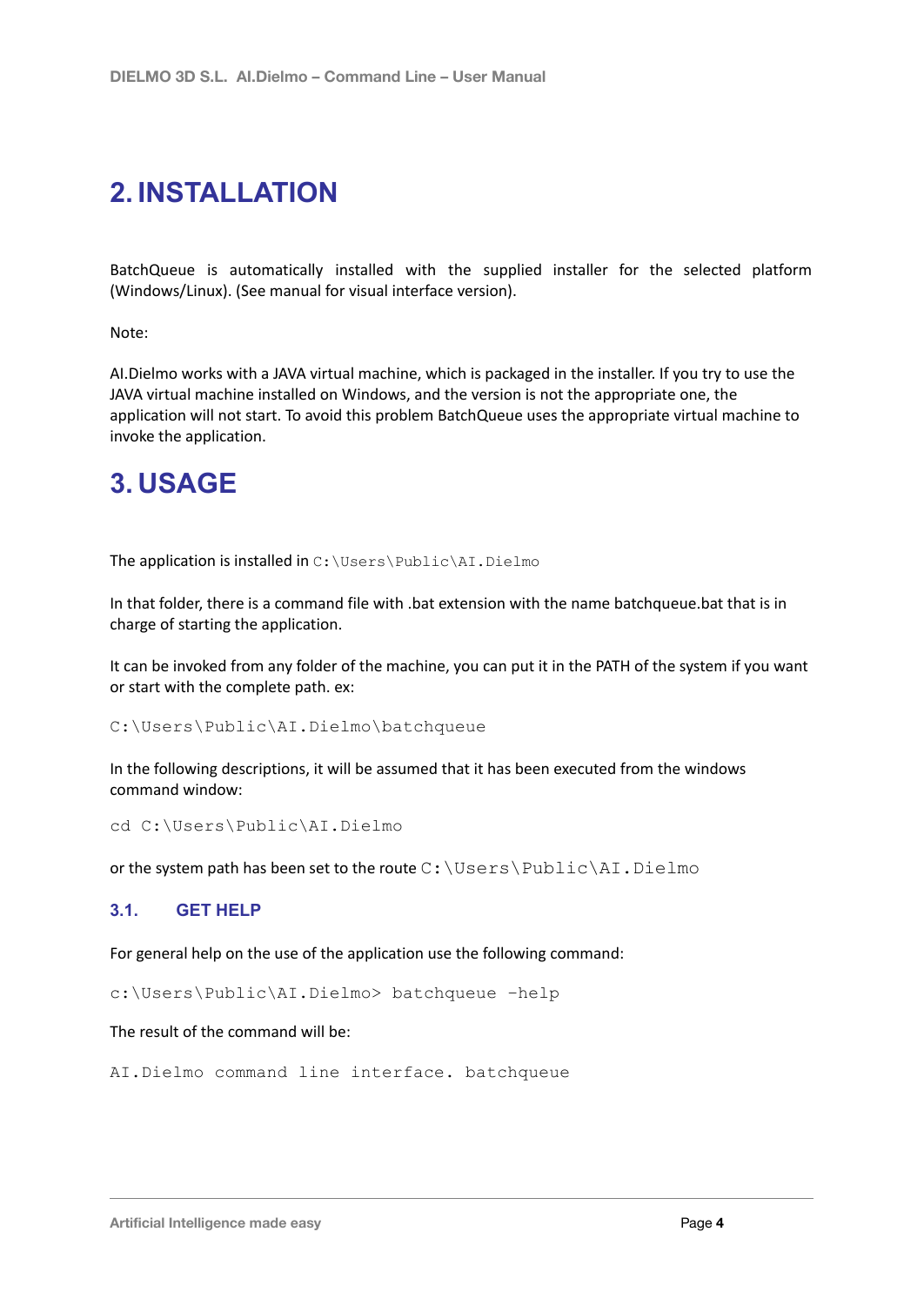# 2. INSTALLATION

BatchQueue is automatically installed with the supplied installer for the selected platform (Windows/Linux). (See manual for visual interface version).

Note:

AI.Dielmo works with a JAVA virtual machine, which is packaged in the installer. If you try to use the JAVA virtual machine installed on Windows, and the version is not the appropriate one, the application will not start. To avoid this problem BatchQueue uses the appropriate virtual machine to invoke the application.

# 3. USAGE

The application is installed in `C:\Users\Public\AI.Dielmo`

In that folder, there is a command file with .bat extension with the name batchqueue.bat that is in charge of starting the application.

It can be invoked from any folder of the machine, you can put it in the PATH of the system if you want or start with the complete path. ex:

```
C:\Users\Public\AI.Dielmo\batchqueue
```

In the following descriptions, it will be assumed that it has been executed from the windows command window:

```
cd C:\Users\Public\AI.Dielmo
```

or the system path has been set to the route `C:\Users\Public\AI.Dielmo`

## 3.1. GET HELP

For general help on the use of the application use the following command:

```
c:\Users\Public\AI.Dielmo> batchqueue -help
```

The result of the command will be:

```
AI.Dielmo command line interface. batchqueue
```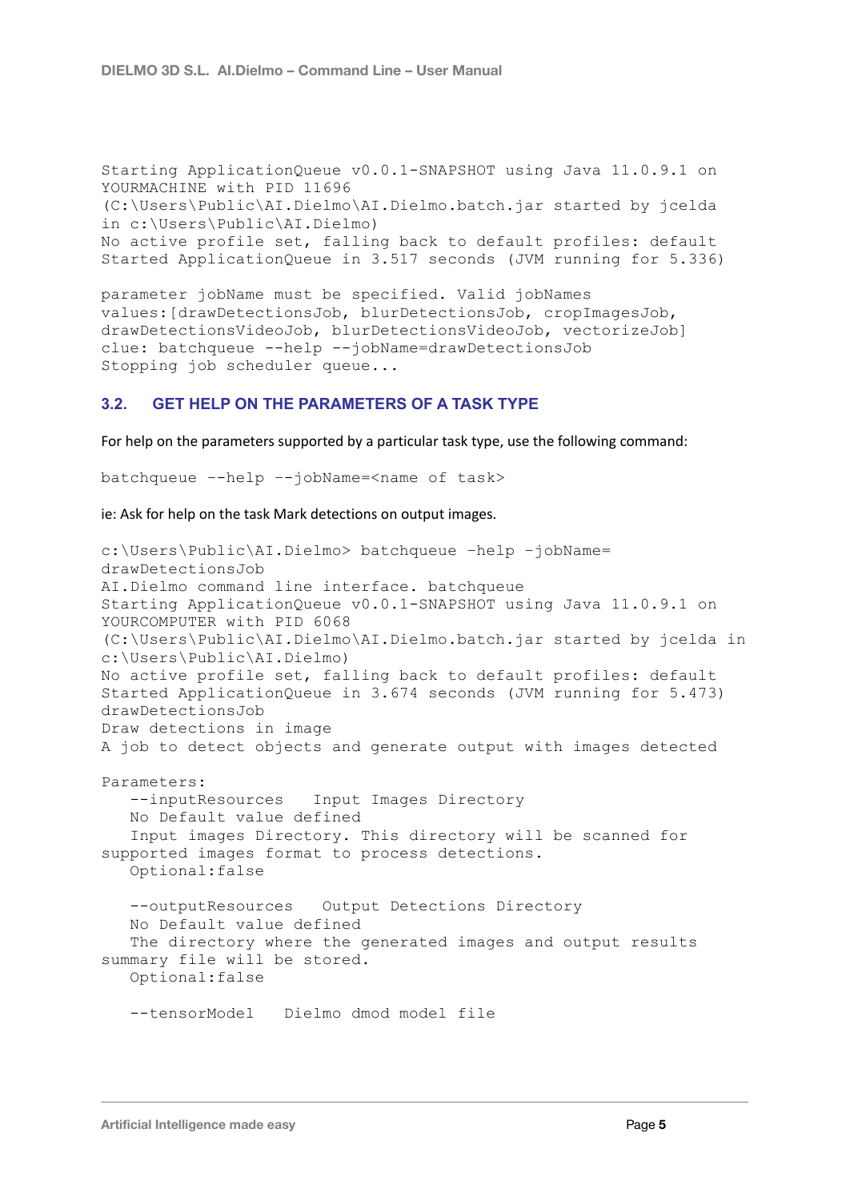```
Starting ApplicationQueue v0.0.1-SNAPSHOT using Java 11.0.9.1 on
YOURMACHINE with PID 11696
(C:\Users\Public\AI.Dielmo\AI.Dielmo.batch.jar started by jcelda
in c:\Users\Public\AI.Dielmo)
No active profile set, falling back to default profiles: default
Started ApplicationQueue in 3.517 seconds (JVM running for 5.336)

parameter jobName must be specified. Valid jobNames
values:[drawDetectionsJob, blurDetectionsJob, cropImagesJob,
drawDetectionsVideoJob, blurDetectionsVideoJob, vectorizeJob]
clue: batchqueue --help --jobName=drawDetectionsJob
Stopping job scheduler queue...
```

### 3.2. GET HELP ON THE PARAMETERS OF A TASK TYPE

For help on the parameters supported by a particular task type, use the following command:

```
batchqueue --help --jobName=<name of task>
```

ie: Ask for help on the task Mark detections on output images.

```
c:\Users\Public\AI.Dielmo> batchqueue –help –jobName=
drawDetectionsJob
AI.Dielmo command line interface. batchqueue
Starting ApplicationQueue v0.0.1-SNAPSHOT using Java 11.0.9.1 on
YOURCOMPUTER with PID 6068
(C:\Users\Public\AI.Dielmo\AI.Dielmo.batch.jar started by jcelda in
c:\Users\Public\AI.Dielmo)
No active profile set, falling back to default profiles: default
Started ApplicationQueue in 3.674 seconds (JVM running for 5.473)
drawDetectionsJob
Draw detections in image
A job to detect objects and generate output with images detected

Parameters:
   --inputResources   Input Images Directory
   No Default value defined
   Input images Directory. This directory will be scanned for
supported images format to process detections.
   Optional:false

   --outputResources   Output Detections Directory
   No Default value defined
   The directory where the generated images and output results
summary file will be stored.
   Optional:false

   --tensorModel   Dielmo dmod model file
```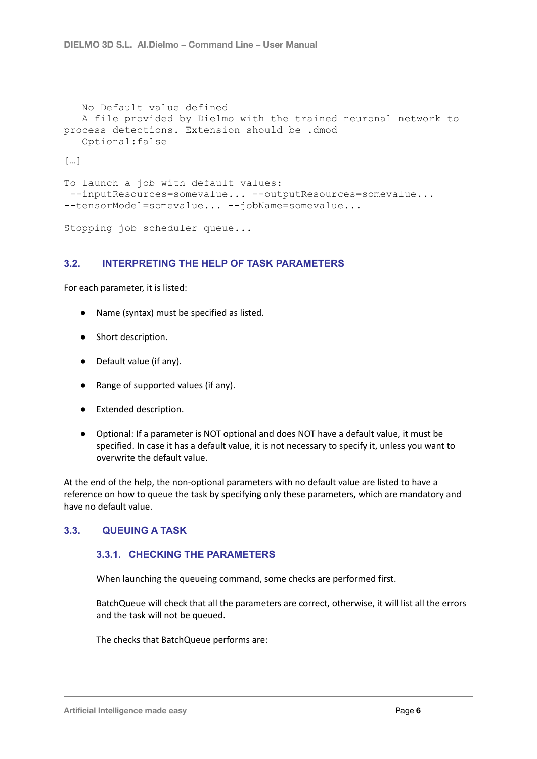```
   No Default value defined
   A file provided by Dielmo with the trained neuronal network to
process detections. Extension should be .dmod
   Optional:false

[…]

To launch a job with default values:
 --inputResources=somevalue... --outputResources=somevalue...
--tensorModel=somevalue... --jobName=somevalue...

Stopping job scheduler queue...
```

## 3.2. INTERPRETING THE HELP OF TASK PARAMETERS

For each parameter, it is listed:

- Name (syntax) must be specified as listed.
- Short description.
- Default value (if any).
- Range of supported values (if any).
- Extended description.
- Optional: If a parameter is NOT optional and does NOT have a default value, it must be specified. In case it has a default value, it is not necessary to specify it, unless you want to overwrite the default value.

At the end of the help, the non-optional parameters with no default value are listed to have a reference on how to queue the task by specifying only these parameters, which are mandatory and have no default value.

## 3.3. QUEUING A TASK

### 3.3.1. CHECKING THE PARAMETERS

When launching the queueing command, some checks are performed first.

BatchQueue will check that all the parameters are correct, otherwise, it will list all the errors and the task will not be queued.

The checks that BatchQueue performs are: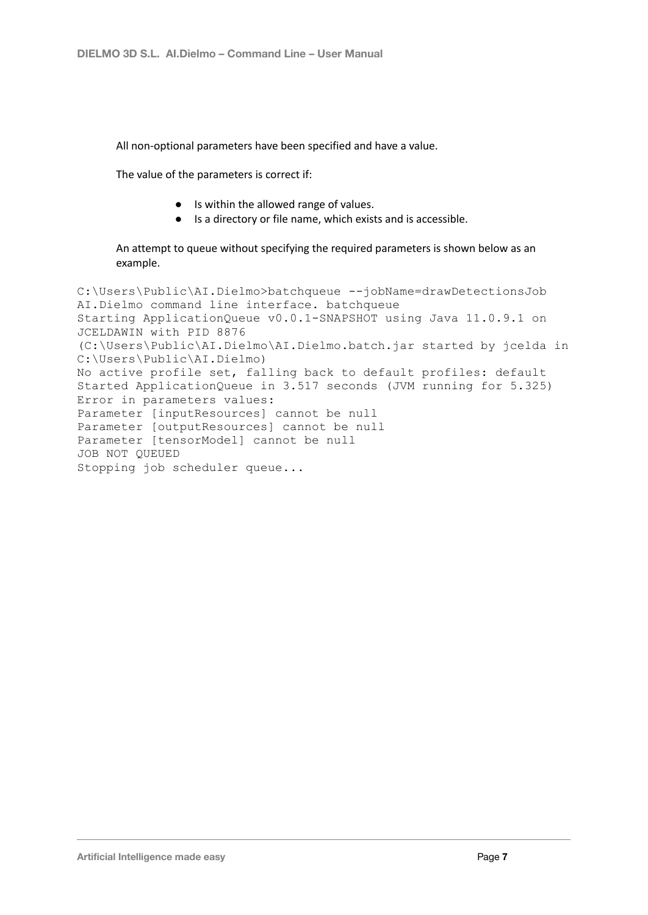All non-optional parameters have been specified and have a value.

The value of the parameters is correct if:

- Is within the allowed range of values.
- Is a directory or file name, which exists and is accessible.

An attempt to queue without specifying the required parameters is shown below as an example.

```
C:\Users\Public\AI.Dielmo>batchqueue --jobName=drawDetectionsJob
AI.Dielmo command line interface. batchqueue
Starting ApplicationQueue v0.0.1-SNAPSHOT using Java 11.0.9.1 on
JCELDAWIN with PID 8876
(C:\Users\Public\AI.Dielmo\AI.Dielmo.batch.jar started by jcelda in
C:\Users\Public\AI.Dielmo)
No active profile set, falling back to default profiles: default
Started ApplicationQueue in 3.517 seconds (JVM running for 5.325)
Error in parameters values:
Parameter [inputResources] cannot be null
Parameter [outputResources] cannot be null
Parameter [tensorModel] cannot be null
JOB NOT QUEUED
Stopping job scheduler queue...
```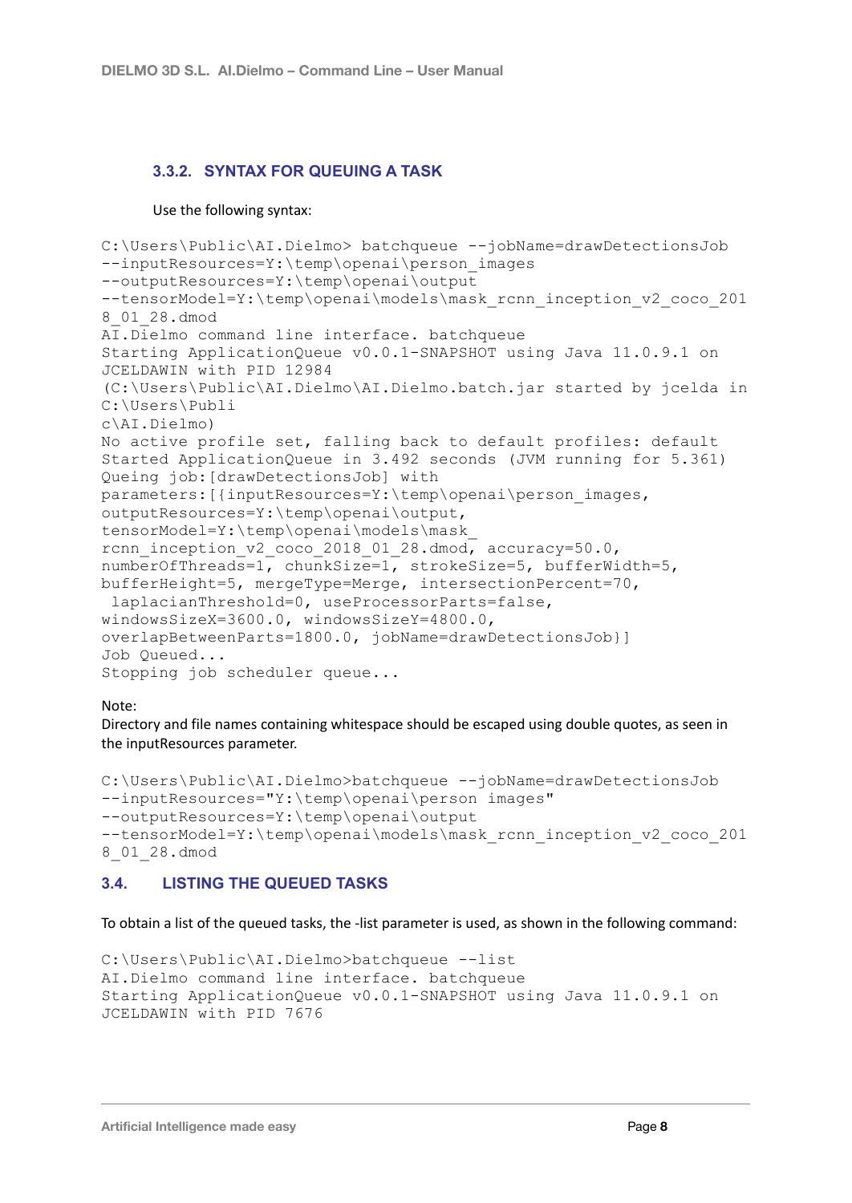### 3.3.2. SYNTAX FOR QUEUING A TASK

Use the following syntax:

```
C:\Users\Public\AI.Dielmo> batchqueue --jobName=drawDetectionsJob
--inputResources=Y:\temp\openai\person_images
--outputResources=Y:\temp\openai\output
--tensorModel=Y:\temp\openai\models\mask_rcnn_inception_v2_coco_201
8_01_28.dmod
AI.Dielmo command line interface. batchqueue
Starting ApplicationQueue v0.0.1-SNAPSHOT using Java 11.0.9.1 on
JCELDAWIN with PID 12984
(C:\Users\Public\AI.Dielmo\AI.Dielmo.batch.jar started by jcelda in
C:\Users\Publi
c\AI.Dielmo)
No active profile set, falling back to default profiles: default
Started ApplicationQueue in 3.492 seconds (JVM running for 5.361)
Queing job:[drawDetectionsJob] with
parameters:[{inputResources=Y:\temp\openai\person_images,
outputResources=Y:\temp\openai\output,
tensorModel=Y:\temp\openai\models\mask_
rcnn_inception_v2_coco_2018_01_28.dmod, accuracy=50.0,
numberOfThreads=1, chunkSize=1, strokeSize=5, bufferWidth=5,
bufferHeight=5, mergeType=Merge, intersectionPercent=70,
 laplacianThreshold=0, useProcessorParts=false,
windowsSizeX=3600.0, windowsSizeY=4800.0,
overlapBetweenParts=1800.0, jobName=drawDetectionsJob}]
Job Queued...
Stopping job scheduler queue...
```

Note:
Directory and file names containing whitespace should be escaped using double quotes, as seen in the inputResources parameter.

```
C:\Users\Public\AI.Dielmo>batchqueue --jobName=drawDetectionsJob
--inputResources="Y:\temp\openai\person images"
--outputResources=Y:\temp\openai\output
--tensorModel=Y:\temp\openai\models\mask_rcnn_inception_v2_coco_201
8_01_28.dmod
```

## 3.4. LISTING THE QUEUED TASKS

To obtain a list of the queued tasks, the -list parameter is used, as shown in the following command:

```
C:\Users\Public\AI.Dielmo>batchqueue --list
AI.Dielmo command line interface. batchqueue
Starting ApplicationQueue v0.0.1-SNAPSHOT using Java 11.0.9.1 on
JCELDAWIN with PID 7676
```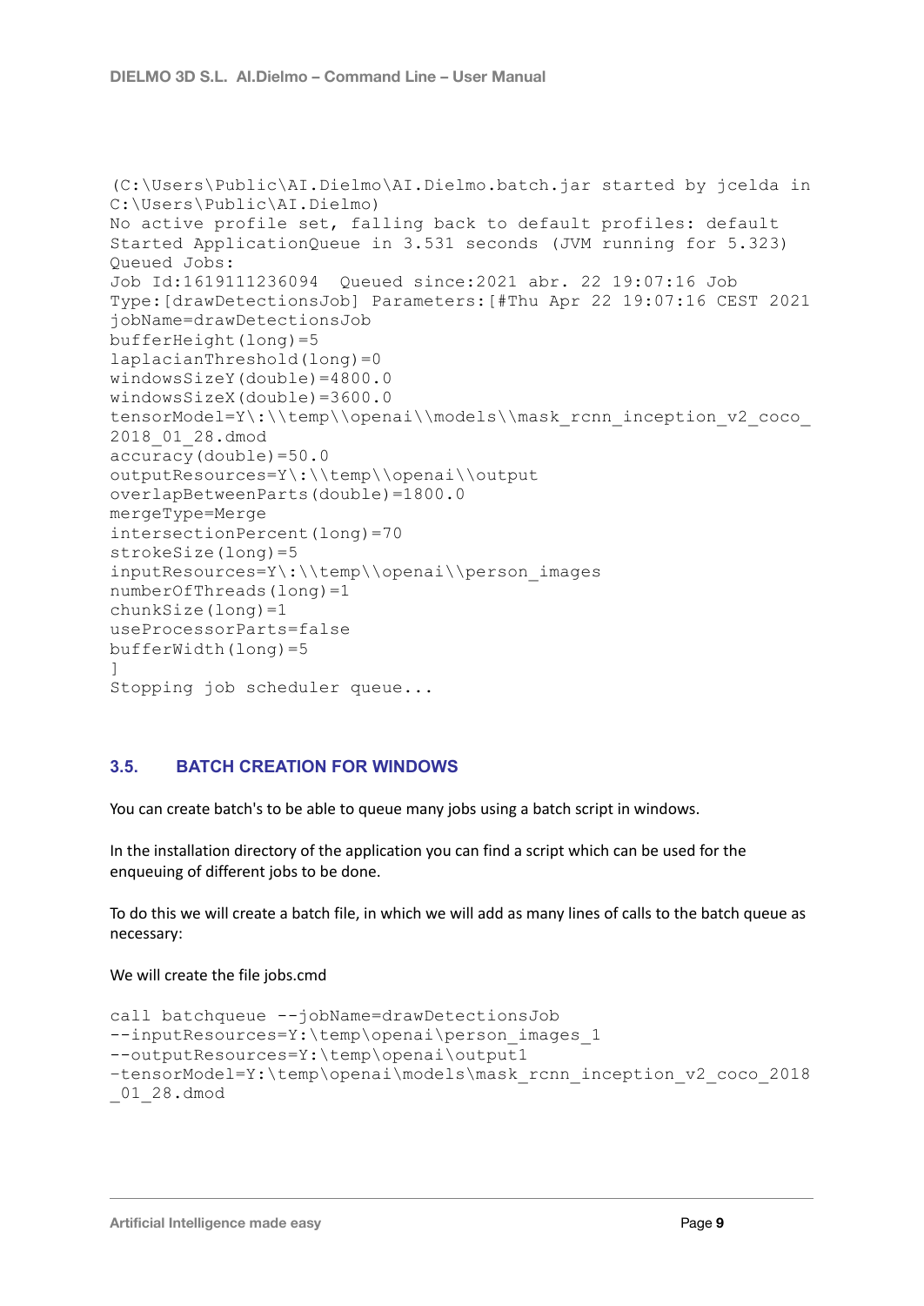```
(C:\Users\Public\AI.Dielmo\AI.Dielmo.batch.jar started by jcelda in
C:\Users\Public\AI.Dielmo)
No active profile set, falling back to default profiles: default
Started ApplicationQueue in 3.531 seconds (JVM running for 5.323)
Queued Jobs:
Job Id:1619111236094  Queued since:2021 abr. 22 19:07:16 Job
Type:[drawDetectionsJob] Parameters:[#Thu Apr 22 19:07:16 CEST 2021
jobName=drawDetectionsJob
bufferHeight(long)=5
laplacianThreshold(long)=0
windowsSizeY(double)=4800.0
windowsSizeX(double)=3600.0
tensorModel=Y\:\\temp\\openai\\models\\mask_rcnn_inception_v2_coco_
2018_01_28.dmod
accuracy(double)=50.0
outputResources=Y\:\\temp\\openai\\output
overlapBetweenParts(double)=1800.0
mergeType=Merge
intersectionPercent(long)=70
strokeSize(long)=5
inputResources=Y\:\\temp\\openai\\person_images
numberOfThreads(long)=1
chunkSize(long)=1
useProcessorParts=false
bufferWidth(long)=5
]
Stopping job scheduler queue...
```

### 3.5. BATCH CREATION FOR WINDOWS

You can create batch's to be able to queue many jobs using a batch script in windows.

In the installation directory of the application you can find a script which can be used for the enqueuing of different jobs to be done.

To do this we will create a batch file, in which we will add as many lines of calls to the batch queue as necessary:

We will create the file jobs.cmd

```
call batchqueue --jobName=drawDetectionsJob
--inputResources=Y:\temp\openai\person_images_1
--outputResources=Y:\temp\openai\output1
-tensorModel=Y:\temp\openai\models\mask_rcnn_inception_v2_coco_2018
_01_28.dmod
```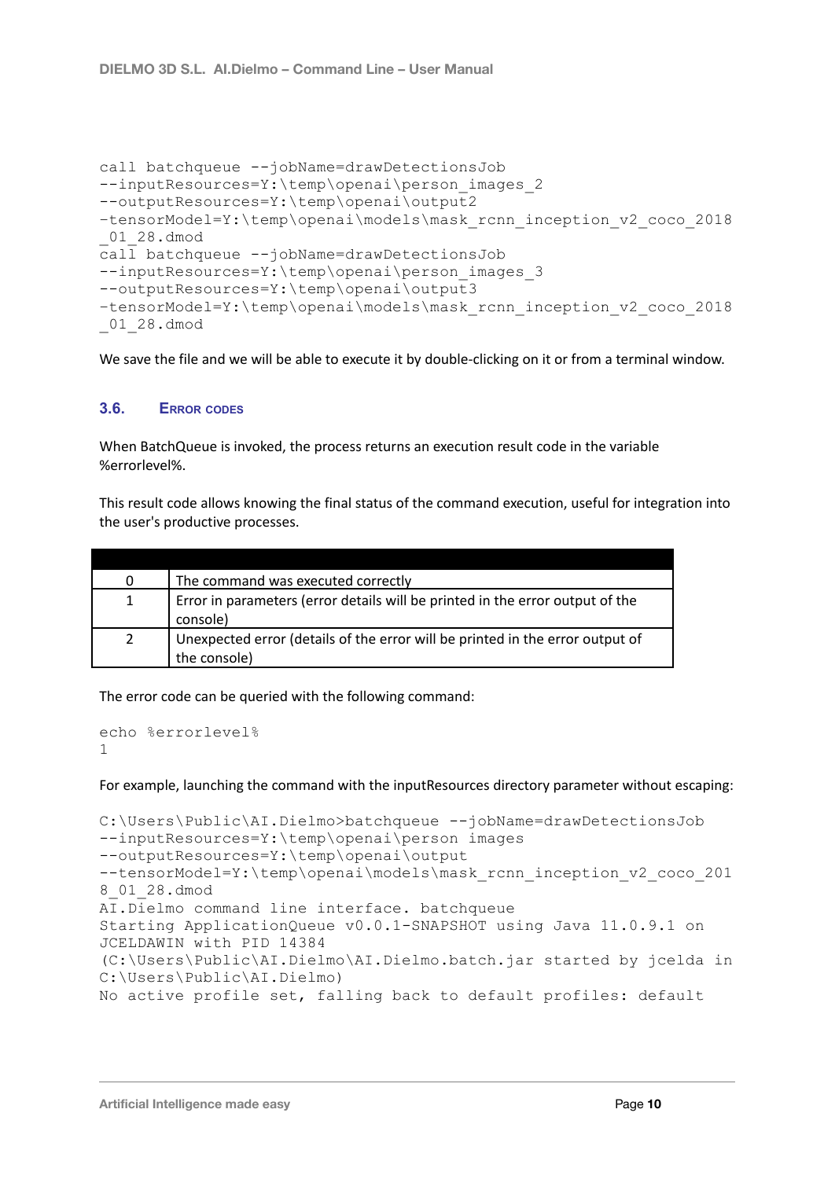```
call batchqueue --jobName=drawDetectionsJob
--inputResources=Y:\temp\openai\person_images_2
--outputResources=Y:\temp\openai\output2
-tensorModel=Y:\temp\openai\models\mask_rcnn_inception_v2_coco_2018
_01_28.dmod
call batchqueue --jobName=drawDetectionsJob
--inputResources=Y:\temp\openai\person_images_3
--outputResources=Y:\temp\openai\output3
-tensorModel=Y:\temp\openai\models\mask_rcnn_inception_v2_coco_2018
_01_28.dmod
```

We save the file and we will be able to execute it by double-clicking on it or from a terminal window.

### 3.6. Error codes

When BatchQueue is invoked, the process returns an execution result code in the variable %errorlevel%.

This result code allows knowing the final status of the command execution, useful for integration into the user's productive processes.

| | |
|---|---|
| 0 | The command was executed correctly |
| 1 | Error in parameters (error details will be printed in the error output of the console) |
| 2 | Unexpected error (details of the error will be printed in the error output of the console) |

The error code can be queried with the following command:

```
echo %errorlevel%
1
```

For example, launching the command with the inputResources directory parameter without escaping:

```
C:\Users\Public\AI.Dielmo>batchqueue --jobName=drawDetectionsJob
--inputResources=Y:\temp\openai\person images
--outputResources=Y:\temp\openai\output
--tensorModel=Y:\temp\openai\models\mask_rcnn_inception_v2_coco_201
8_01_28.dmod
AI.Dielmo command line interface. batchqueue
Starting ApplicationQueue v0.0.1-SNAPSHOT using Java 11.0.9.1 on
JCELDAWIN with PID 14384
(C:\Users\Public\AI.Dielmo\AI.Dielmo.batch.jar started by jcelda in
C:\Users\Public\AI.Dielmo)
No active profile set, falling back to default profiles: default
```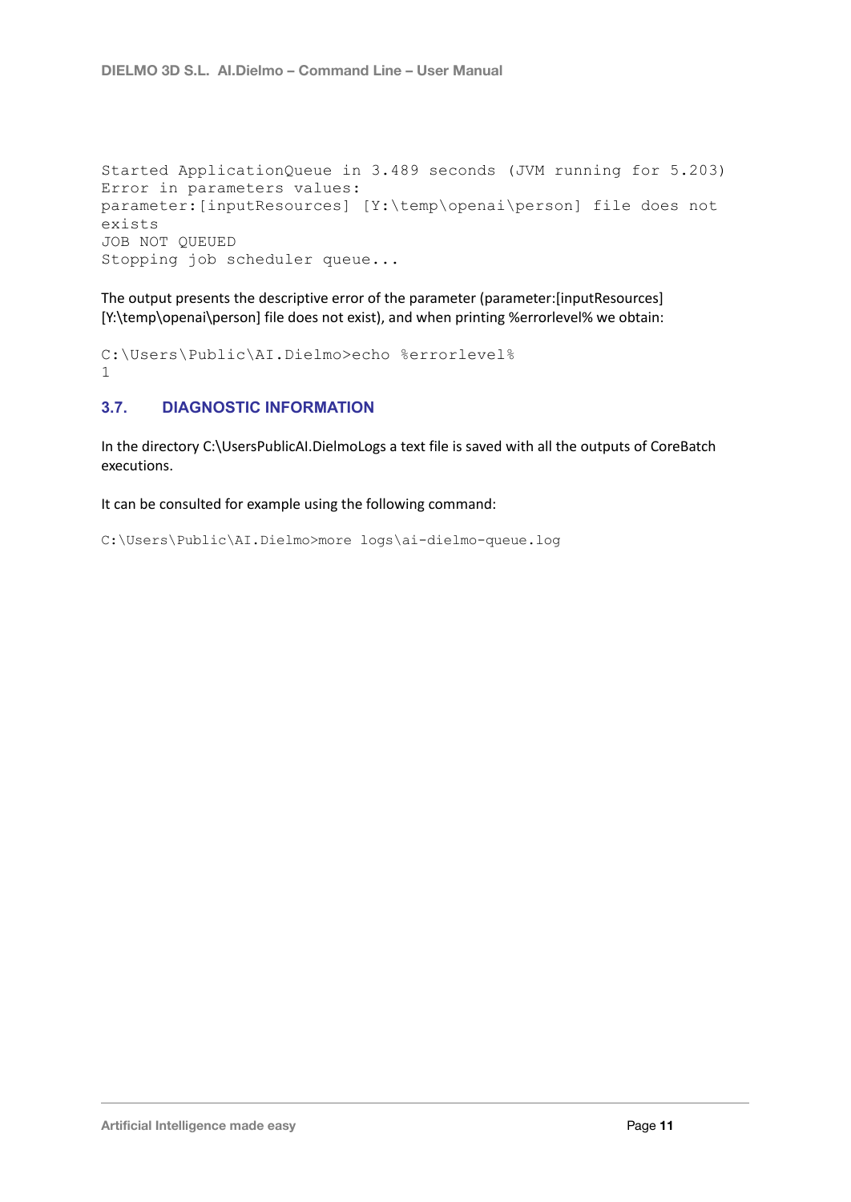```
Started ApplicationQueue in 3.489 seconds (JVM running for 5.203)
Error in parameters values:
parameter:[inputResources] [Y:\temp\openai\person] file does not
exists
JOB NOT QUEUED
Stopping job scheduler queue...
```

The output presents the descriptive error of the parameter (parameter:[inputResources] [Y:\temp\openai\person] file does not exist), and when printing %errorlevel% we obtain:

```
C:\Users\Public\AI.Dielmo>echo %errorlevel%
1
```

### 3.7. DIAGNOSTIC INFORMATION

In the directory C:\UsersPublicAI.DielmoLogs a text file is saved with all the outputs of CoreBatch executions.

It can be consulted for example using the following command:

```
C:\Users\Public\AI.Dielmo>more logs\ai-dielmo-queue.log
```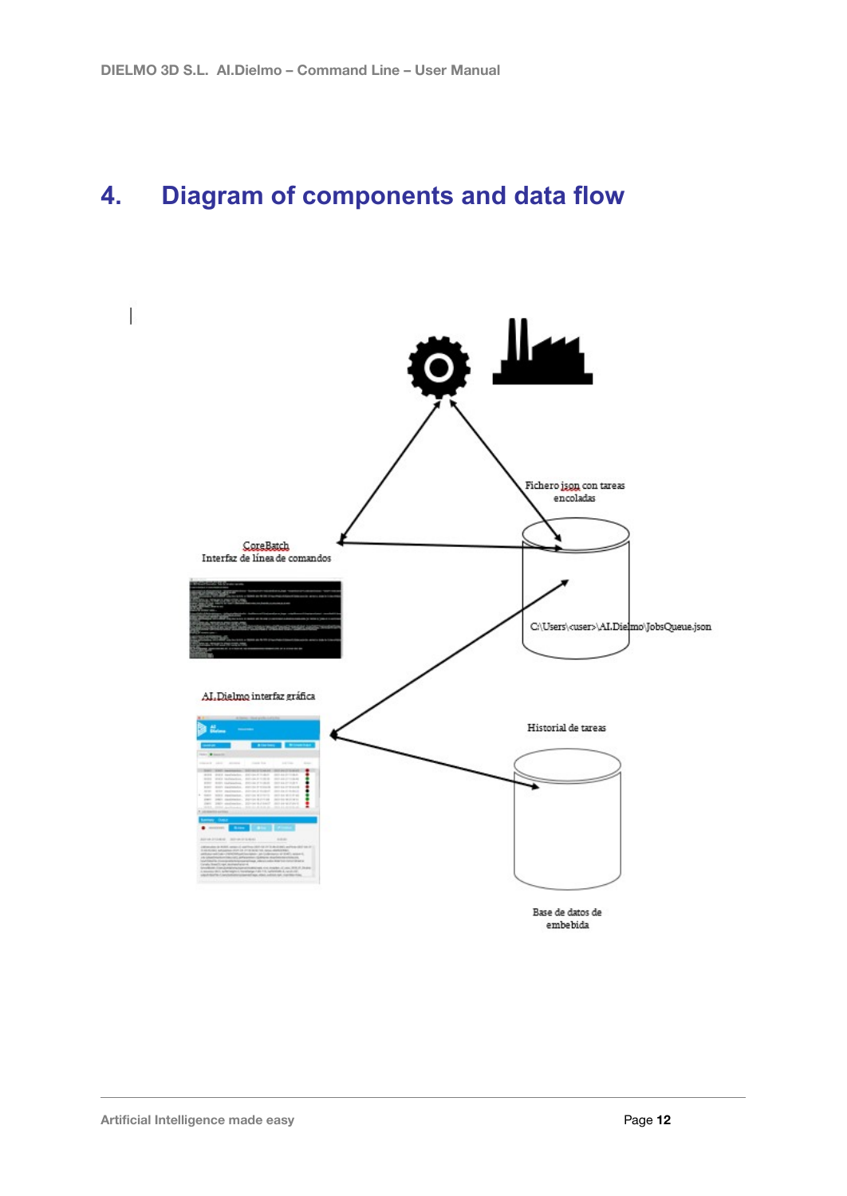# 4. Diagram of components and data flow

Fichero json con tareas encoladas

CoreBatch
Interfaz de línea de comandos

C:\Users\<user>\AI.Dielmo\JobsQueue.json

AI.Dielmo interfaz gráfica

Historial de tareas

Base de datos de embebida